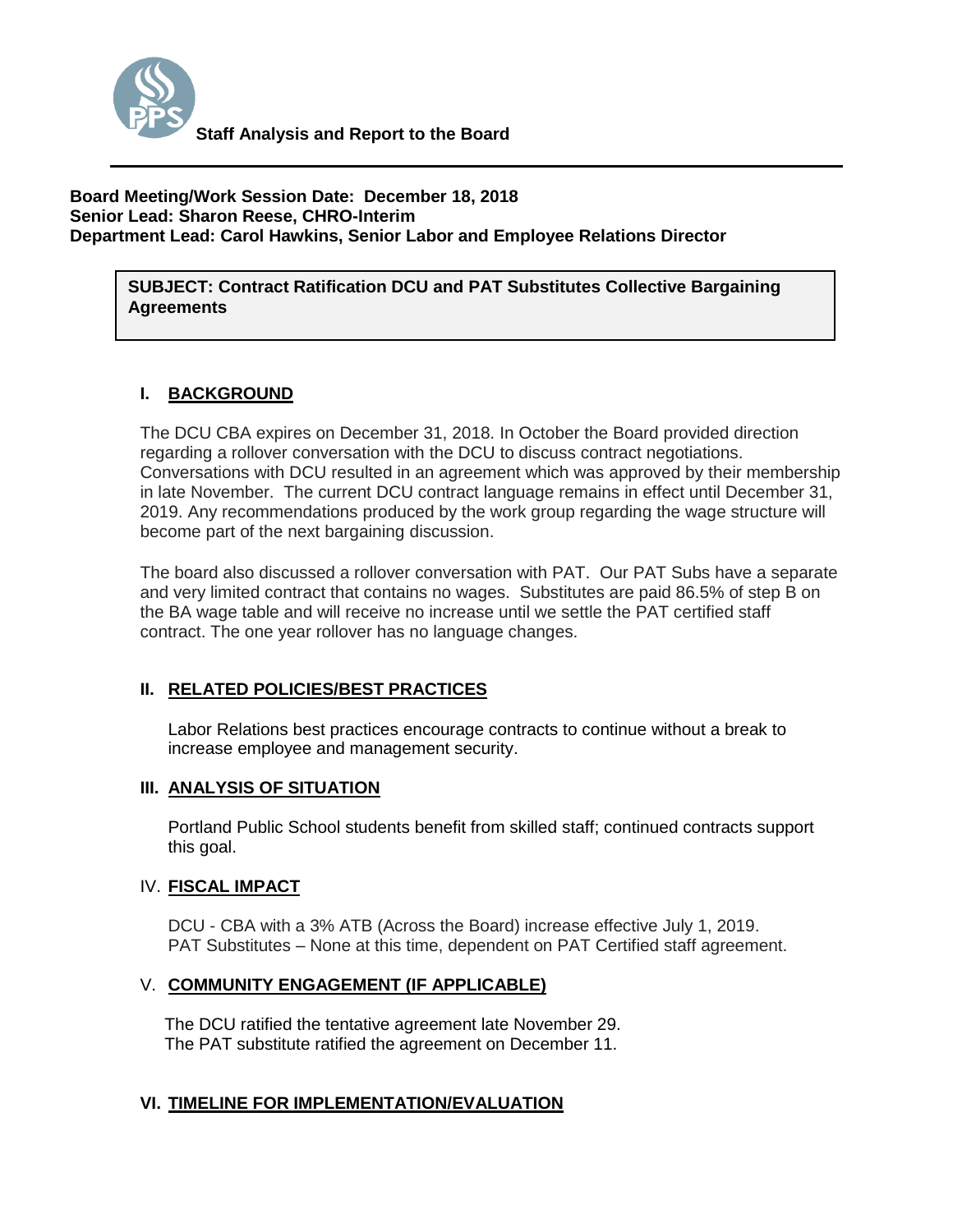**Staff Analysis and Report to the Board**

**Board Meeting/Work Session Date: December 18, 2018**
**Senior Lead: Sharon Reese, CHRO-Interim**
**Department Lead: Carol Hawkins, Senior Labor and Employee Relations Director**

**SUBJECT: Contract Ratification DCU and PAT Substitutes Collective Bargaining Agreements**

## I. BACKGROUND

The DCU CBA expires on December 31, 2018. In October the Board provided direction regarding a rollover conversation with the DCU to discuss contract negotiations. Conversations with DCU resulted in an agreement which was approved by their membership in late November. The current DCU contract language remains in effect until December 31, 2019. Any recommendations produced by the work group regarding the wage structure will become part of the next bargaining discussion.

The board also discussed a rollover conversation with PAT. Our PAT Subs have a separate and very limited contract that contains no wages. Substitutes are paid 86.5% of step B on the BA wage table and will receive no increase until we settle the PAT certified staff contract. The one year rollover has no language changes.

## II. RELATED POLICIES/BEST PRACTICES

Labor Relations best practices encourage contracts to continue without a break to increase employee and management security.

## III. ANALYSIS OF SITUATION

Portland Public School students benefit from skilled staff; continued contracts support this goal.

## IV. FISCAL IMPACT

DCU - CBA with a 3% ATB (Across the Board) increase effective July 1, 2019.
PAT Substitutes – None at this time, dependent on PAT Certified staff agreement.

## V. COMMUNITY ENGAGEMENT (IF APPLICABLE)

The DCU ratified the tentative agreement late November 29.
The PAT substitute ratified the agreement on December 11.

## VI. TIMELINE FOR IMPLEMENTATION/EVALUATION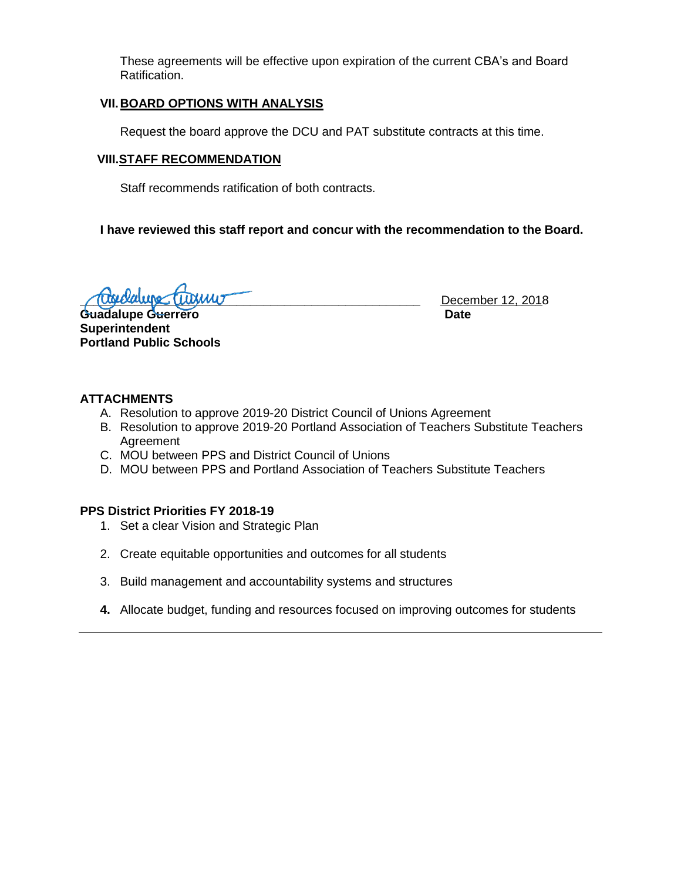These agreements will be effective upon expiration of the current CBA's and Board Ratification.

## VII. BOARD OPTIONS WITH ANALYSIS

Request the board approve the DCU and PAT substitute contracts at this time.

## VIII. STAFF RECOMMENDATION

Staff recommends ratification of both contracts.

**I have reviewed this staff report and concur with the recommendation to the Board.**

______________________________ December 12, 2018

**Guadalupe Guerrero** **Date**
**Superintendent**
**Portland Public Schools**

**ATTACHMENTS**

A. Resolution to approve 2019-20 District Council of Unions Agreement
B. Resolution to approve 2019-20 Portland Association of Teachers Substitute Teachers Agreement
C. MOU between PPS and District Council of Unions
D. MOU between PPS and Portland Association of Teachers Substitute Teachers

**PPS District Priorities FY 2018-19**

1. Set a clear Vision and Strategic Plan
2. Create equitable opportunities and outcomes for all students
3. Build management and accountability systems and structures
4. Allocate budget, funding and resources focused on improving outcomes for students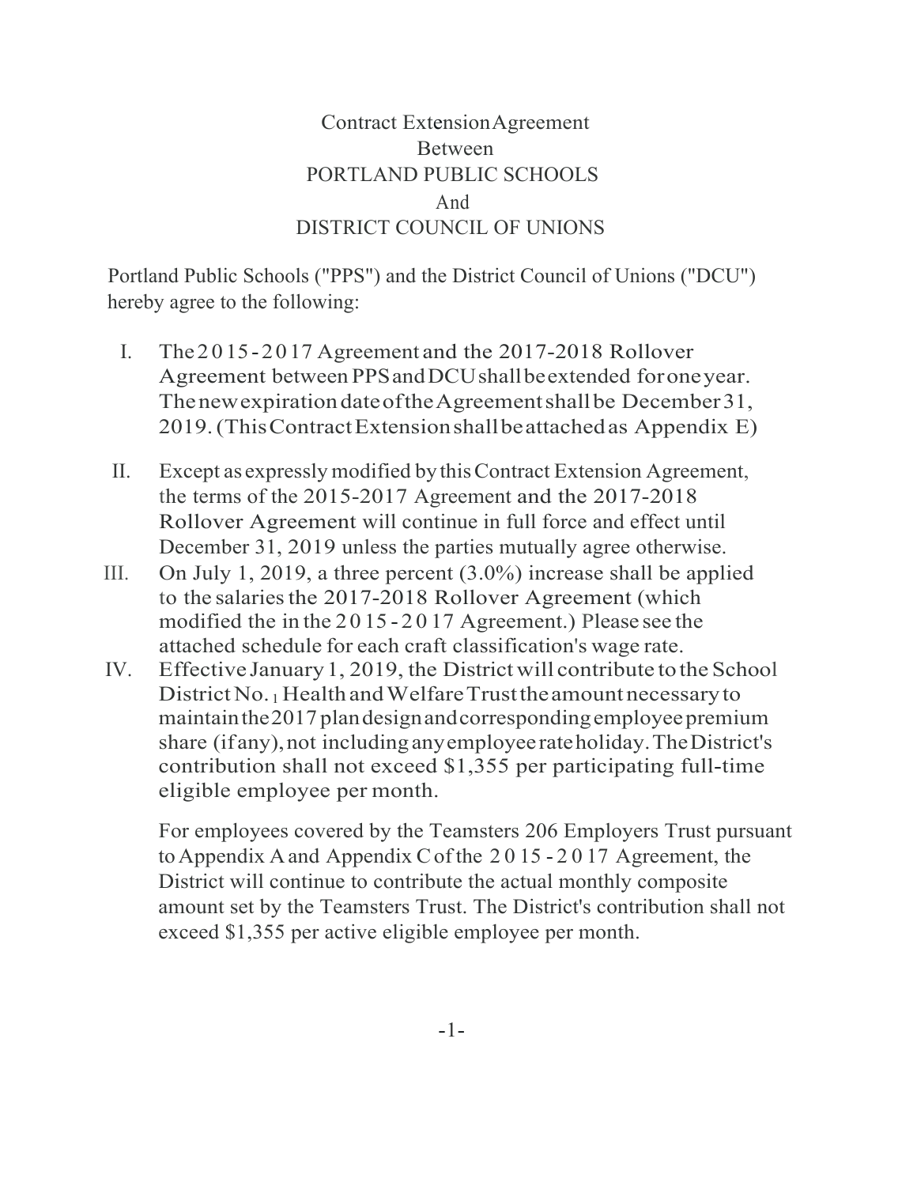# Contract Extension Agreement
## Between
## PORTLAND PUBLIC SCHOOLS
## And
## DISTRICT COUNCIL OF UNIONS

Portland Public Schools ("PPS") and the District Council of Unions ("DCU") hereby agree to the following:

I. The 2015-2017 Agreement and the 2017-2018 Rollover Agreement between PPS and DCU shall be extended for one year. The new expiration date of the Agreement shall be December 31, 2019. (This Contract Extension shall be attached as Appendix E)

II. Except as expressly modified by this Contract Extension Agreement, the terms of the 2015-2017 Agreement and the 2017-2018 Rollover Agreement will continue in full force and effect until December 31, 2019 unless the parties mutually agree otherwise.

III. On July 1, 2019, a three percent (3.0%) increase shall be applied to the salaries the 2017-2018 Rollover Agreement (which modified the in the 2015-2017 Agreement.) Please see the attached schedule for each craft classification's wage rate.

IV. Effective January 1, 2019, the District will contribute to the School District No. 1 Health and Welfare Trust the amount necessary to maintain the 2017 plan design and corresponding employee premium share (if any), not including any employee rate holiday. The District's contribution shall not exceed $1,355 per participating full-time eligible employee per month.

For employees covered by the Teamsters 206 Employers Trust pursuant to Appendix A and Appendix C of the 2015-2017 Agreement, the District will continue to contribute the actual monthly composite amount set by the Teamsters Trust. The District's contribution shall not exceed $1,355 per active eligible employee per month.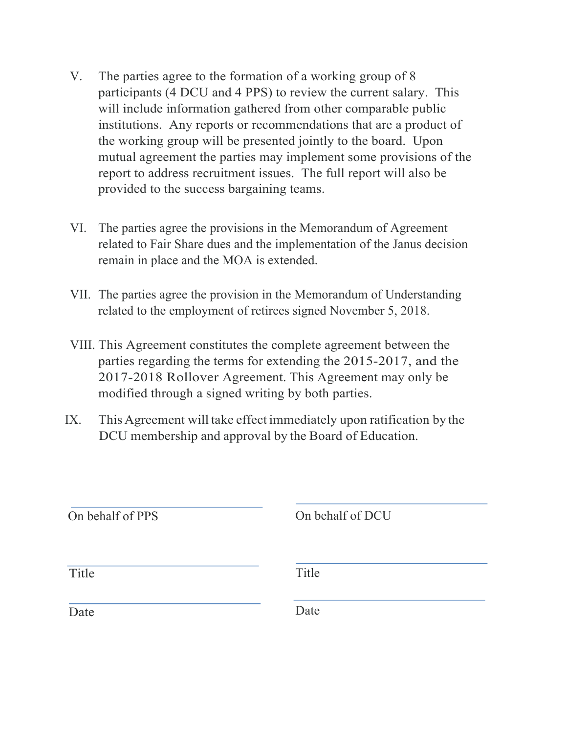V. The parties agree to the formation of a working group of 8 participants (4 DCU and 4 PPS) to review the current salary. This will include information gathered from other comparable public institutions. Any reports or recommendations that are a product of the working group will be presented jointly to the board. Upon mutual agreement the parties may implement some provisions of the report to address recruitment issues. The full report will also be provided to the success bargaining teams.

VI. The parties agree the provisions in the Memorandum of Agreement related to Fair Share dues and the implementation of the Janus decision remain in place and the MOA is extended.

VII. The parties agree the provision in the Memorandum of Understanding related to the employment of retirees signed November 5, 2018.

VIII. This Agreement constitutes the complete agreement between the parties regarding the terms for extending the 2015-2017, and the 2017-2018 Rollover Agreement. This Agreement may only be modified through a signed writing by both parties.

IX. This Agreement will take effect immediately upon ratification by the DCU membership and approval by the Board of Education.

| | |
|---|---|
| \_\_\_\_\_\_\_\_\_\_\_\_\_\_\_\_\_\_\_\_\_\_\_\_ | \_\_\_\_\_\_\_\_\_\_\_\_\_\_\_\_\_\_\_\_\_\_\_\_ |
| On behalf of PPS | On behalf of DCU |
| \_\_\_\_\_\_\_\_\_\_\_\_\_\_\_\_\_\_\_\_\_\_\_\_ | \_\_\_\_\_\_\_\_\_\_\_\_\_\_\_\_\_\_\_\_\_\_\_\_ |
| Title | Title |
| \_\_\_\_\_\_\_\_\_\_\_\_\_\_\_\_\_\_\_\_\_\_\_\_ | \_\_\_\_\_\_\_\_\_\_\_\_\_\_\_\_\_\_\_\_\_\_\_\_ |
| Date | Date |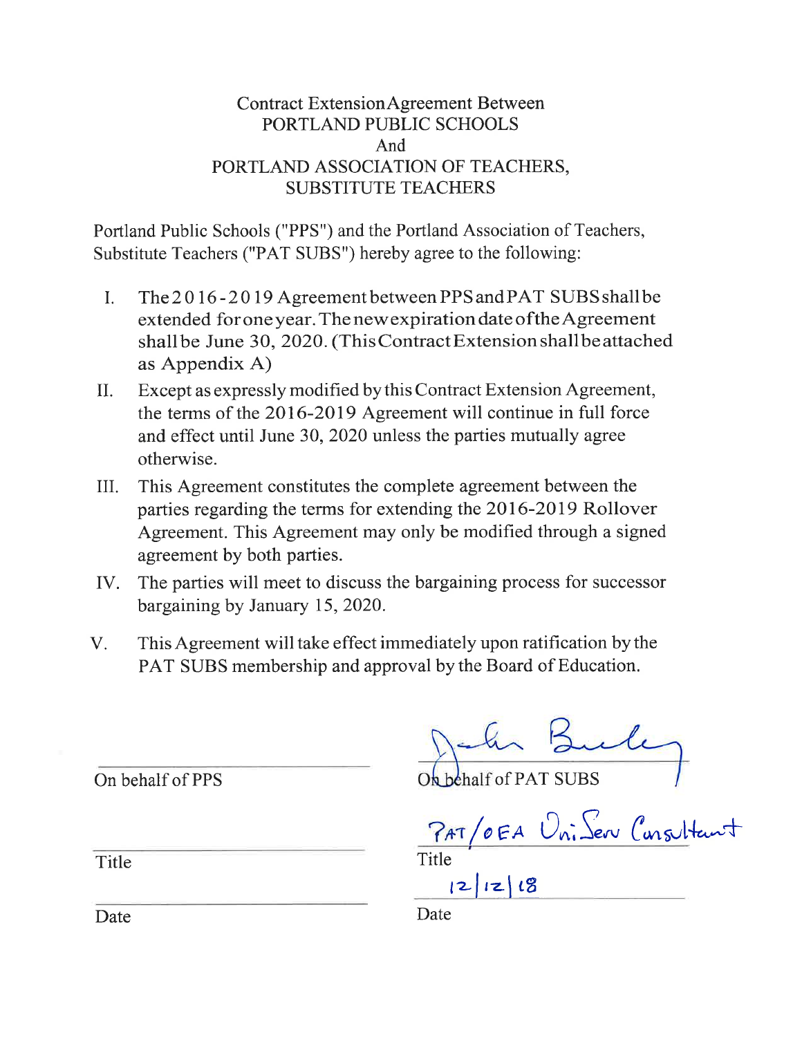# Contract Extension Agreement Between PORTLAND PUBLIC SCHOOLS And PORTLAND ASSOCIATION OF TEACHERS, SUBSTITUTE TEACHERS

Portland Public Schools ("PPS") and the Portland Association of Teachers, Substitute Teachers ("PAT SUBS") hereby agree to the following:

I. The 2016-2019 Agreement between PPS and PAT SUBS shall be extended for one year. The new expiration date of the Agreement shall be June 30, 2020. (This Contract Extension shall be attached as Appendix A)

II. Except as expressly modified by this Contract Extension Agreement, the terms of the 2016-2019 Agreement will continue in full force and effect until June 30, 2020 unless the parties mutually agree otherwise.

III. This Agreement constitutes the complete agreement between the parties regarding the terms for extending the 2016-2019 Rollover Agreement. This Agreement may only be modified through a signed agreement by both parties.

IV. The parties will meet to discuss the bargaining process for successor bargaining by January 15, 2020.

V. This Agreement will take effect immediately upon ratification by the PAT SUBS membership and approval by the Board of Education.

| | |
|---|---|
| ______________________ | John Bixby (signature) |
| On behalf of PPS | On behalf of PAT SUBS |
| ______________________ | PAT/OEA UniServ Consultant |
| Title | Title |
| ______________________ | 12/12/18 |
| Date | Date |